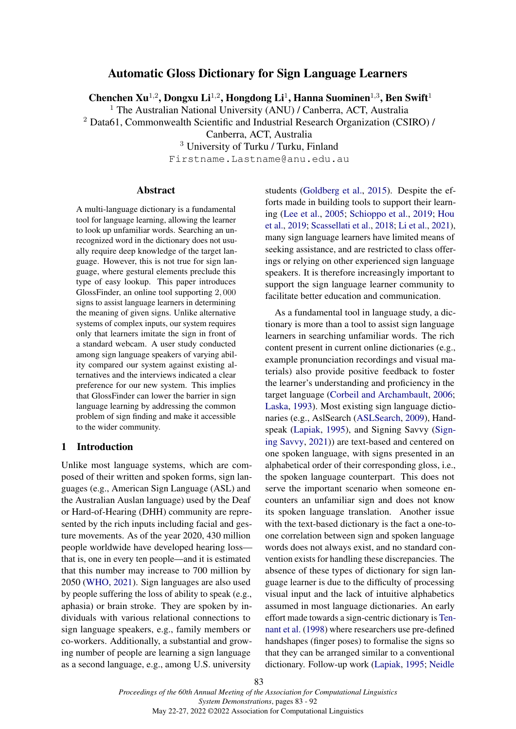# Automatic Gloss Dictionary for Sign Language Learners

**Chenchen Xu**[1,2], **Dongxu Li**[1,2], **Hongdong Li**[1], **Hanna Suominen**[1,3], **Ben Swift**[1]

[1] The Australian National University (ANU) / Canberra, ACT, Australia
[2] Data61, Commonwealth Scientific and Industrial Research Organization (CSIRO) / Canberra, ACT, Australia
[3] University of Turku / Turku, Finland

`Firstname.Lastname@anu.edu.au`

## Abstract

A multi-language dictionary is a fundamental tool for language learning, allowing the learner to look up unfamiliar words. Searching an unrecognized word in the dictionary does not usually require deep knowledge of the target language. However, this is not true for sign language, where gestural elements preclude this type of easy lookup. This paper introduces GlossFinder, an online tool supporting $2,000$ signs to assist language learners in determining the meaning of given signs. Unlike alternative systems of complex inputs, our system requires only that learners imitate the sign in front of a standard webcam. A user study conducted among sign language speakers of varying ability compared our system against existing alternatives and the interviews indicated a clear preference for our new system. This implies that GlossFinder can lower the barrier in sign language learning by addressing the common problem of sign finding and make it accessible to the wider community.

## 1 Introduction

Unlike most language systems, which are composed of their written and spoken forms, sign languages (e.g., American Sign Language (ASL) and the Australian Auslan language) used by the Deaf or Hard-of-Hearing (DHH) community are represented by the rich inputs including facial and gesture movements. As of the year 2020, 430 million people worldwide have developed hearing loss—that is, one in every ten people—and it is estimated that this number may increase to 700 million by 2050 (WHO, 2021). Sign languages are also used by people suffering the loss of ability to speak (e.g., aphasia) or brain stroke. They are spoken by individuals with various relational connections to sign language speakers, e.g., family members or co-workers. Additionally, a substantial and growing number of people are learning a sign language as a second language, e.g., among U.S. university students (Goldberg et al., 2015). Despite the efforts made in building tools to support their learning (Lee et al., 2005; Schioppo et al., 2019; Hou et al., 2019; Scassellati et al., 2018; Li et al., 2021), many sign language learners have limited means of seeking assistance, and are restricted to class offerings or relying on other experienced sign language speakers. It is therefore increasingly important to support the sign language learner community to facilitate better education and communication.

As a fundamental tool in language study, a dictionary is more than a tool to assist sign language learners in searching unfamiliar words. The rich content present in current online dictionaries (e.g., example pronunciation recordings and visual materials) also provide positive feedback to foster the learner's understanding and proficiency in the target language (Corbeil and Archambault, 2006; Laska, 1993). Most existing sign language dictionaries (e.g., AslSearch (ASLSearch, 2009), Handspeak (Lapiak, 1995), and Signing Savvy (Signing Savvy, 2021)) are text-based and centered on one spoken language, with signs presented in an alphabetical order of their corresponding gloss, i.e., the spoken language counterpart. This does not serve the important scenario when someone encounters an unfamiliar sign and does not know its spoken language translation. Another issue with the text-based dictionary is the fact a one-to-one correlation between sign and spoken language words does not always exist, and no standard convention exists for handling these discrepancies. The absence of these types of dictionary for sign language learner is due to the difficulty of processing visual input and the lack of intuitive alphabetics assumed in most language dictionaries. An early effort made towards a sign-centric dictionary is Tennant et al. (1998) where researchers use pre-defined handshapes (finger poses) to formalise the signs so that they can be arranged similar to a conventional dictionary. Follow-up work (Lapiak, 1995; Neidle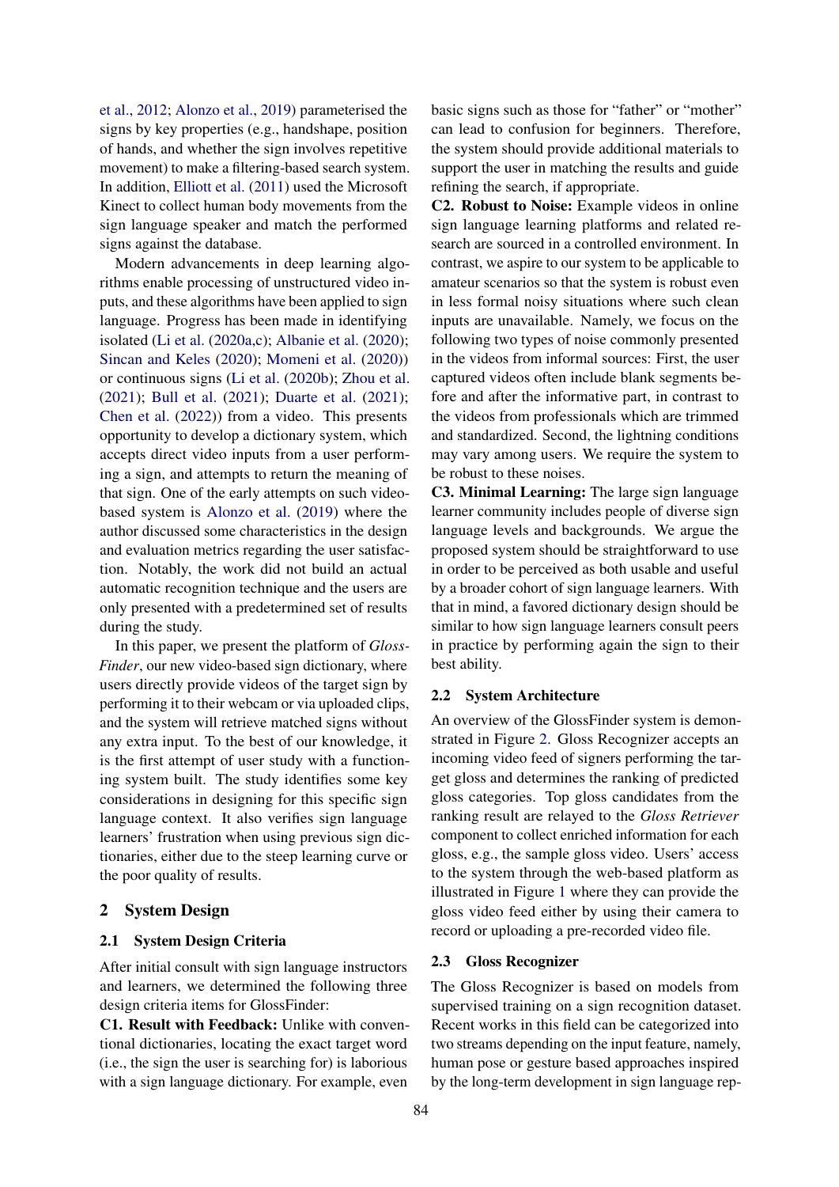et al., 2012; Alonzo et al., 2019) parameterised the signs by key properties (e.g., handshape, position of hands, and whether the sign involves repetitive movement) to make a filtering-based search system. In addition, Elliott et al. (2011) used the Microsoft Kinect to collect human body movements from the sign language speaker and match the performed signs against the database.

Modern advancements in deep learning algorithms enable processing of unstructured video inputs, and these algorithms have been applied to sign language. Progress has been made in identifying isolated (Li et al. (2020a,c); Albanie et al. (2020); Sincan and Keles (2020); Momeni et al. (2020)) or continuous signs (Li et al. (2020b); Zhou et al. (2021); Bull et al. (2021); Duarte et al. (2021); Chen et al. (2022)) from a video. This presents opportunity to develop a dictionary system, which accepts direct video inputs from a user performing a sign, and attempts to return the meaning of that sign. One of the early attempts on such video-based system is Alonzo et al. (2019) where the author discussed some characteristics in the design and evaluation metrics regarding the user satisfaction. Notably, the work did not build an actual automatic recognition technique and the users are only presented with a predetermined set of results during the study.

In this paper, we present the platform of *GlossFinder*, our new video-based sign dictionary, where users directly provide videos of the target sign by performing it to their webcam or via uploaded clips, and the system will retrieve matched signs without any extra input. To the best of our knowledge, it is the first attempt of user study with a functioning system built. The study identifies some key considerations in designing for this specific sign language context. It also verifies sign language learners' frustration when using previous sign dictionaries, either due to the steep learning curve or the poor quality of results.

## 2 System Design

### 2.1 System Design Criteria

After initial consult with sign language instructors and learners, we determined the following three design criteria items for GlossFinder:

**C1. Result with Feedback:** Unlike with conventional dictionaries, locating the exact target word (i.e., the sign the user is searching for) is laborious with a sign language dictionary. For example, even basic signs such as those for "father" or "mother" can lead to confusion for beginners. Therefore, the system should provide additional materials to support the user in matching the results and guide refining the search, if appropriate.

**C2. Robust to Noise:** Example videos in online sign language learning platforms and related research are sourced in a controlled environment. In contrast, we aspire to our system to be applicable to amateur scenarios so that the system is robust even in less formal noisy situations where such clean inputs are unavailable. Namely, we focus on the following two types of noise commonly presented in the videos from informal sources: First, the user captured videos often include blank segments before and after the informative part, in contrast to the videos from professionals which are trimmed and standardized. Second, the lightning conditions may vary among users. We require the system to be robust to these noises.

**C3. Minimal Learning:** The large sign language learner community includes people of diverse sign language levels and backgrounds. We argue the proposed system should be straightforward to use in order to be perceived as both usable and useful by a broader cohort of sign language learners. With that in mind, a favored dictionary design should be similar to how sign language learners consult peers in practice by performing again the sign to their best ability.

### 2.2 System Architecture

An overview of the GlossFinder system is demonstrated in Figure 2. Gloss Recognizer accepts an incoming video feed of signers performing the target gloss and determines the ranking of predicted gloss categories. Top gloss candidates from the ranking result are relayed to the *Gloss Retriever* component to collect enriched information for each gloss, e.g., the sample gloss video. Users' access to the system through the web-based platform as illustrated in Figure 1 where they can provide the gloss video feed either by using their camera to record or uploading a pre-recorded video file.

### 2.3 Gloss Recognizer

The Gloss Recognizer is based on models from supervised training on a sign recognition dataset. Recent works in this field can be categorized into two streams depending on the input feature, namely, human pose or gesture based approaches inspired by the long-term development in sign language rep-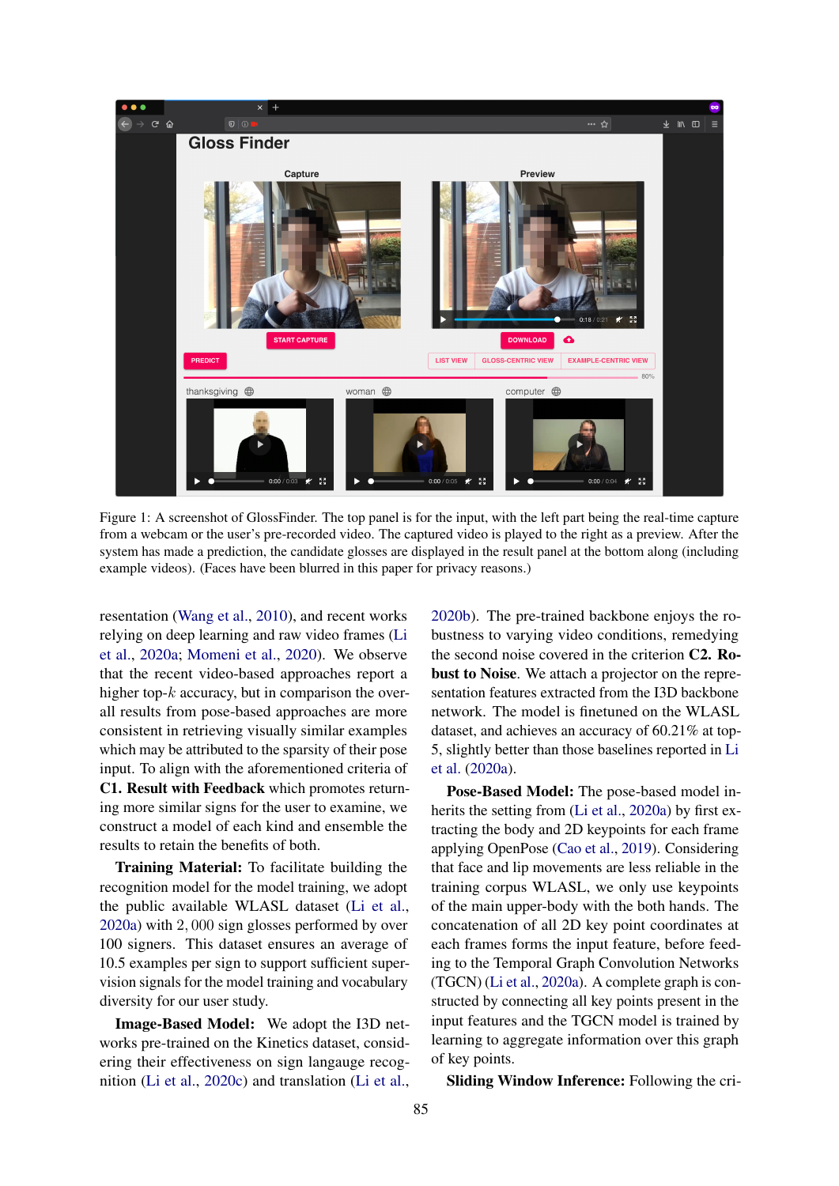Figure 1: A screenshot of GlossFinder. The top panel is for the input, with the left part being the real-time capture from a webcam or the user's pre-recorded video. The captured video is played to the right as a preview. After the system has made a prediction, the candidate glosses are displayed in the result panel at the bottom along (including example videos). (Faces have been blurred in this paper for privacy reasons.)

resentation (Wang et al., 2010), and recent works relying on deep learning and raw video frames (Li et al., 2020a; Momeni et al., 2020). We observe that the recent video-based approaches report a higher top-$k$ accuracy, but in comparison the overall results from pose-based approaches are more consistent in retrieving visually similar examples which may be attributed to the sparsity of their pose input. To align with the aforementioned criteria of **C1. Result with Feedback** which promotes returning more similar signs for the user to examine, we construct a model of each kind and ensemble the results to retain the benefits of both.

**Training Material:** To facilitate building the recognition model for the model training, we adopt the public available WLASL dataset (Li et al., 2020a) with $2,000$ sign glosses performed by over 100 signers. This dataset ensures an average of 10.5 examples per sign to support sufficient supervision signals for the model training and vocabulary diversity for our user study.

**Image-Based Model:** We adopt the I3D networks pre-trained on the Kinetics dataset, considering their effectiveness on sign langauge recognition (Li et al., 2020c) and translation (Li et al., 2020b). The pre-trained backbone enjoys the robustness to varying video conditions, remedying the second noise covered in the criterion **C2. Robust to Noise**. We attach a projector on the representation features extracted from the I3D backbone network. The model is finetuned on the WLASL dataset, and achieves an accuracy of 60.21% at top-5, slightly better than those baselines reported in Li et al. (2020a).

**Pose-Based Model:** The pose-based model inherits the setting from (Li et al., 2020a) by first extracting the body and 2D keypoints for each frame applying OpenPose (Cao et al., 2019). Considering that face and lip movements are less reliable in the training corpus WLASL, we only use keypoints of the main upper-body with the both hands. The concatenation of all 2D key point coordinates at each frames forms the input feature, before feeding to the Temporal Graph Convolution Networks (TGCN) (Li et al., 2020a). A complete graph is constructed by connecting all key points present in the input features and the TGCN model is trained by learning to aggregate information over this graph of key points.

**Sliding Window Inference:** Following the cri-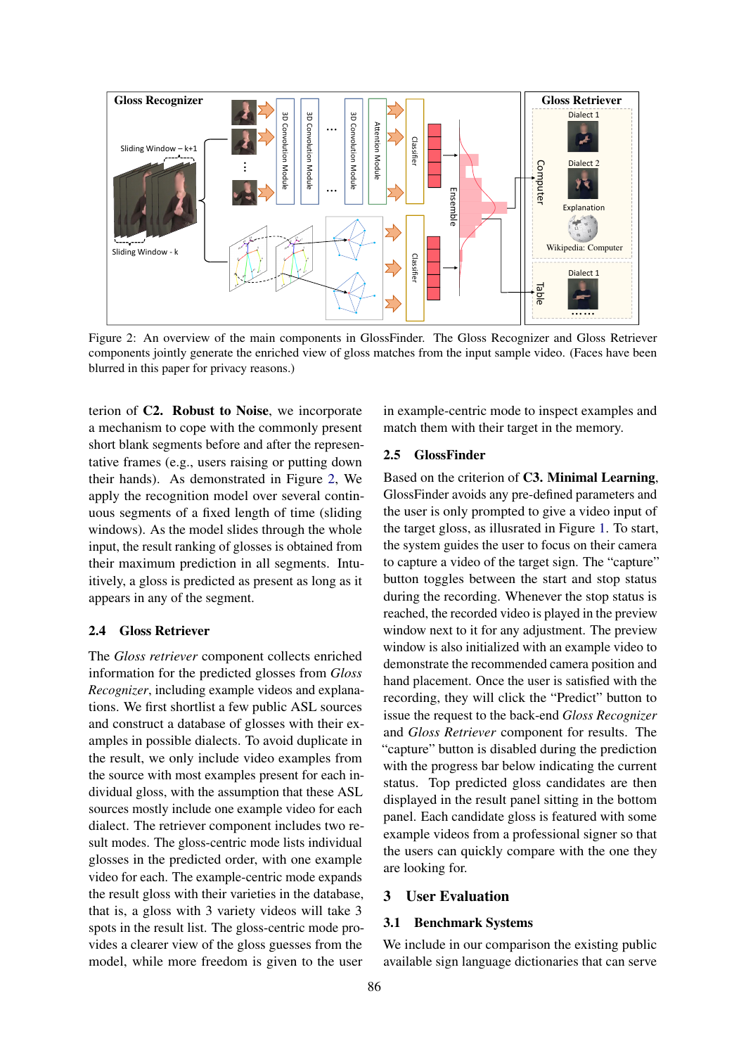Figure 2: An overview of the main components in GlossFinder. The Gloss Recognizer and Gloss Retriever components jointly generate the enriched view of gloss matches from the input sample video. (Faces have been blurred in this paper for privacy reasons.)

terion of **C2. Robust to Noise**, we incorporate a mechanism to cope with the commonly present short blank segments before and after the representative frames (e.g., users raising or putting down their hands). As demonstrated in Figure 2, We apply the recognition model over several continuous segments of a fixed length of time (sliding windows). As the model slides through the whole input, the result ranking of glosses is obtained from their maximum prediction in all segments. Intuitively, a gloss is predicted as present as long as it appears in any of the segment.

### 2.4 Gloss Retriever

The *Gloss retriever* component collects enriched information for the predicted glosses from *Gloss Recognizer*, including example videos and explanations. We first shortlist a few public ASL sources and construct a database of glosses with their examples in possible dialects. To avoid duplicate in the result, we only include video examples from the source with most examples present for each individual gloss, with the assumption that these ASL sources mostly include one example video for each dialect. The retriever component includes two result modes. The gloss-centric mode lists individual glosses in the predicted order, with one example video for each. The example-centric mode expands the result gloss with their varieties in the database, that is, a gloss with 3 variety videos will take 3 spots in the result list. The gloss-centric mode provides a clearer view of the gloss guesses from the model, while more freedom is given to the user in example-centric mode to inspect examples and match them with their target in the memory.

### 2.5 GlossFinder

Based on the criterion of **C3. Minimal Learning**, GlossFinder avoids any pre-defined parameters and the user is only prompted to give a video input of the target gloss, as illusrated in Figure 1. To start, the system guides the user to focus on their camera to capture a video of the target sign. The “capture” button toggles between the start and stop status during the recording. Whenever the stop status is reached, the recorded video is played in the preview window next to it for any adjustment. The preview window is also initialized with an example video to demonstrate the recommended camera position and hand placement. Once the user is satisfied with the recording, they will click the “Predict” button to issue the request to the back-end *Gloss Recognizer* and *Gloss Retriever* component for results. The “capture” button is disabled during the prediction with the progress bar below indicating the current status. Top predicted gloss candidates are then displayed in the result panel sitting in the bottom panel. Each candidate gloss is featured with some example videos from a professional signer so that the users can quickly compare with the one they are looking for.

## 3 User Evaluation

### 3.1 Benchmark Systems

We include in our comparison the existing public available sign language dictionaries that can serve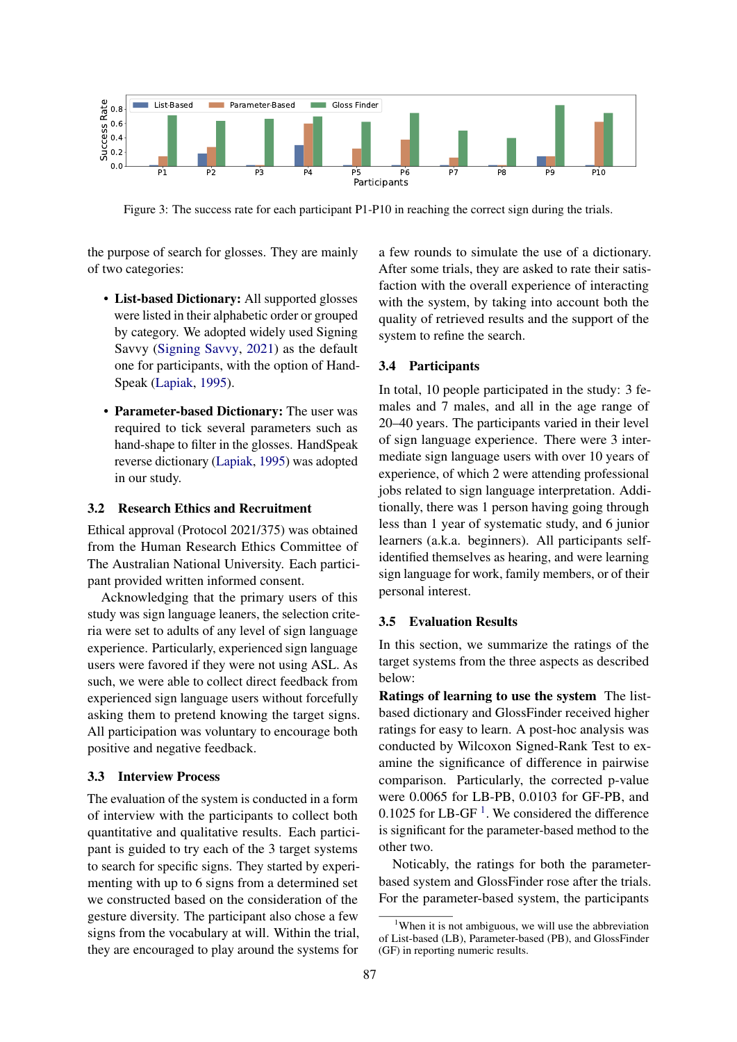Figure 3: The success rate for each participant P1-P10 in reaching the correct sign during the trials.

the purpose of search for glosses. They are mainly of two categories:

- **List-based Dictionary:** All supported glosses were listed in their alphabetic order or grouped by category. We adopted widely used Signing Savvy (Signing Savvy, 2021) as the default one for participants, with the option of HandSpeak (Lapiak, 1995).
- **Parameter-based Dictionary:** The user was required to tick several parameters such as hand-shape to filter in the glosses. HandSpeak reverse dictionary (Lapiak, 1995) was adopted in our study.

### 3.2 Research Ethics and Recruitment

Ethical approval (Protocol 2021/375) was obtained from the Human Research Ethics Committee of The Australian National University. Each participant provided written informed consent.

Acknowledging that the primary users of this study was sign language leaners, the selection criteria were set to adults of any level of sign language experience. Particularly, experienced sign language users were favored if they were not using ASL. As such, we were able to collect direct feedback from experienced sign language users without forcefully asking them to pretend knowing the target signs. All participation was voluntary to encourage both positive and negative feedback.

### 3.3 Interview Process

The evaluation of the system is conducted in a form of interview with the participants to collect both quantitative and qualitative results. Each participant is guided to try each of the 3 target systems to search for specific signs. They started by experimenting with up to 6 signs from a determined set we constructed based on the consideration of the gesture diversity. The participant also chose a few signs from the vocabulary at will. Within the trial, they are encouraged to play around the systems for a few rounds to simulate the use of a dictionary. After some trials, they are asked to rate their satisfaction with the overall experience of interacting with the system, by taking into account both the quality of retrieved results and the support of the system to refine the search.

### 3.4 Participants

In total, 10 people participated in the study: 3 females and 7 males, and all in the age range of 20–40 years. The participants varied in their level of sign language experience. There were 3 intermediate sign language users with over 10 years of experience, of which 2 were attending professional jobs related to sign language interpretation. Additionally, there was 1 person having going through less than 1 year of systematic study, and 6 junior learners (a.k.a. beginners). All participants self-identified themselves as hearing, and were learning sign language for work, family members, or of their personal interest.

### 3.5 Evaluation Results

In this section, we summarize the ratings of the target systems from the three aspects as described below:

**Ratings of learning to use the system** The list-based dictionary and GlossFinder received higher ratings for easy to learn. A post-hoc analysis was conducted by Wilcoxon Signed-Rank Test to examine the significance of difference in pairwise comparison. Particularly, the corrected p-value were 0.0065 for LB-PB, 0.0103 for GF-PB, and 0.1025 for LB-GF [1]. We considered the difference is significant for the parameter-based method to the other two.

Noticably, the ratings for both the parameter-based system and GlossFinder rose after the trials. For the parameter-based system, the participants

[1] When it is not ambiguous, we will use the abbreviation of List-based (LB), Parameter-based (PB), and GlossFinder (GF) in reporting numeric results.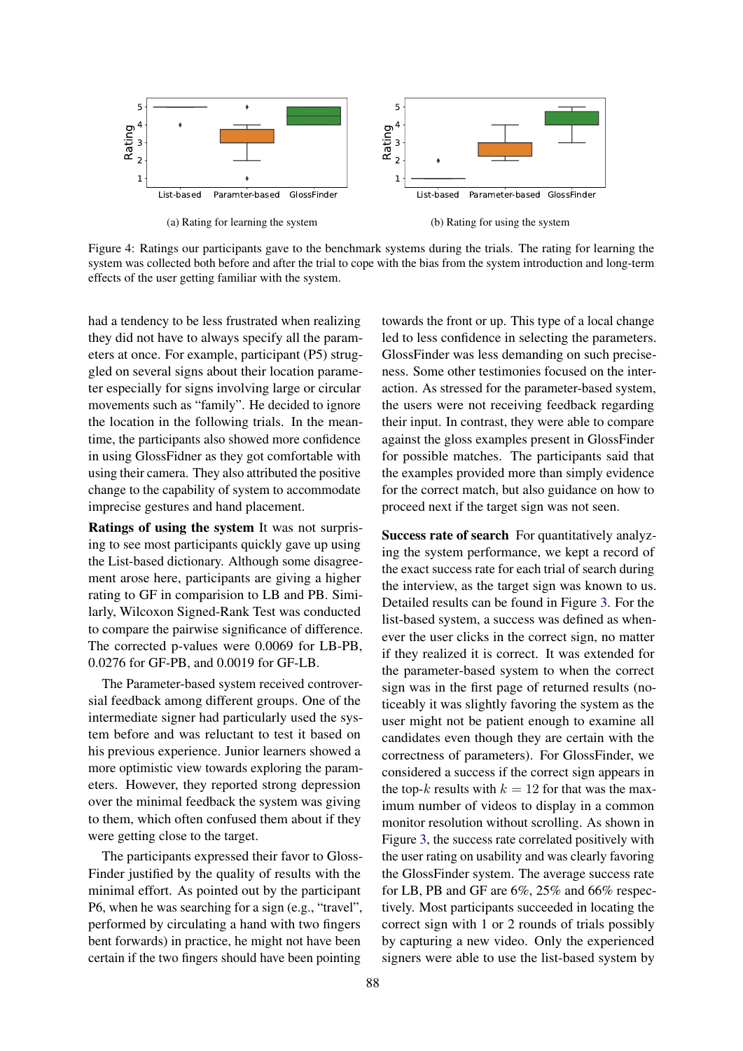(a) Rating for learning the system

(b) Rating for using the system

Figure 4: Ratings our participants gave to the benchmark systems during the trials. The rating for learning the system was collected both before and after the trial to cope with the bias from the system introduction and long-term effects of the user getting familiar with the system.

had a tendency to be less frustrated when realizing they did not have to always specify all the parameters at once. For example, participant (P5) struggled on several signs about their location parameter especially for signs involving large or circular movements such as "family". He decided to ignore the location in the following trials. In the meantime, the participants also showed more confidence in using GlossFidner as they got comfortable with using their camera. They also attributed the positive change to the capability of system to accommodate imprecise gestures and hand placement.

**Ratings of using the system** It was not surprising to see most participants quickly gave up using the List-based dictionary. Although some disagreement arose here, participants are giving a higher rating to GF in comparision to LB and PB. Similarly, Wilcoxon Signed-Rank Test was conducted to compare the pairwise significance of difference. The corrected p-values were 0.0069 for LB-PB, 0.0276 for GF-PB, and 0.0019 for GF-LB.

The Parameter-based system received controversial feedback among different groups. One of the intermediate signer had particularly used the system before and was reluctant to test it based on his previous experience. Junior learners showed a more optimistic view towards exploring the parameters. However, they reported strong depression over the minimal feedback the system was giving to them, which often confused them about if they were getting close to the target.

The participants expressed their favor to GlossFinder justified by the quality of results with the minimal effort. As pointed out by the participant P6, when he was searching for a sign (e.g., "travel", performed by circulating a hand with two fingers bent forwards) in practice, he might not have been certain if the two fingers should have been pointing towards the front or up. This type of a local change led to less confidence in selecting the parameters. GlossFinder was less demanding on such preciseness. Some other testimonies focused on the interaction. As stressed for the parameter-based system, the users were not receiving feedback regarding their input. In contrast, they were able to compare against the gloss examples present in GlossFinder for possible matches. The participants said that the examples provided more than simply evidence for the correct match, but also guidance on how to proceed next if the target sign was not seen.

**Success rate of search** For quantitatively analyzing the system performance, we kept a record of the exact success rate for each trial of search during the interview, as the target sign was known to us. Detailed results can be found in Figure 3. For the list-based system, a success was defined as whenever the user clicks in the correct sign, no matter if they realized it is correct. It was extended for the parameter-based system to when the correct sign was in the first page of returned results (noticeably it was slightly favoring the system as the user might not be patient enough to examine all candidates even though they are certain with the correctness of parameters). For GlossFinder, we considered a success if the correct sign appears in the top-$k$ results with $k = 12$ for that was the maximum number of videos to display in a common monitor resolution without scrolling. As shown in Figure 3, the success rate correlated positively with the user rating on usability and was clearly favoring the GlossFinder system. The average success rate for LB, PB and GF are 6%, 25% and 66% respectively. Most participants succeeded in locating the correct sign with 1 or 2 rounds of trials possibly by capturing a new video. Only the experienced signers were able to use the list-based system by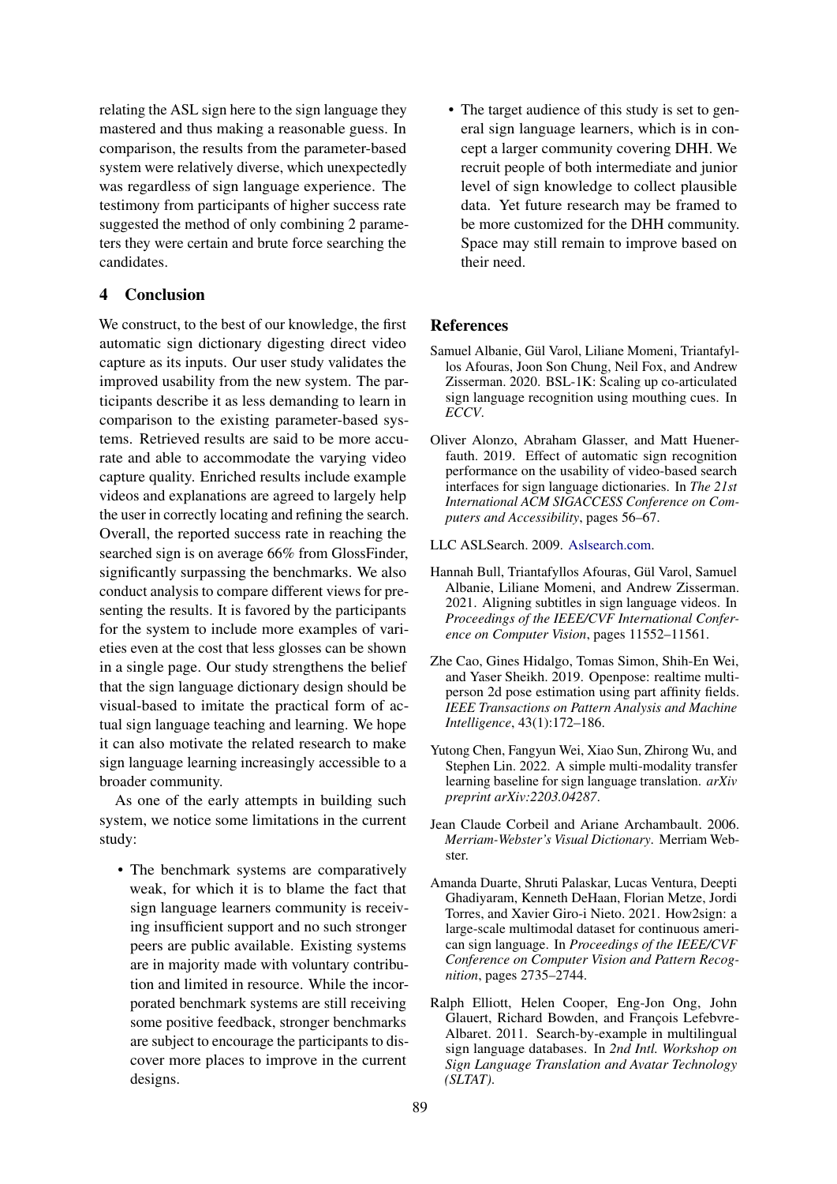relating the ASL sign here to the sign language they mastered and thus making a reasonable guess. In comparison, the results from the parameter-based system were relatively diverse, which unexpectedly was regardless of sign language experience. The testimony from participants of higher success rate suggested the method of only combining 2 parameters they were certain and brute force searching the candidates.

## 4 Conclusion

We construct, to the best of our knowledge, the first automatic sign dictionary digesting direct video capture as its inputs. Our user study validates the improved usability from the new system. The participants describe it as less demanding to learn in comparison to the existing parameter-based systems. Retrieved results are said to be more accurate and able to accommodate the varying video capture quality. Enriched results include example videos and explanations are agreed to largely help the user in correctly locating and refining the search. Overall, the reported success rate in reaching the searched sign is on average 66% from GlossFinder, significantly surpassing the benchmarks. We also conduct analysis to compare different views for presenting the results. It is favored by the participants for the system to include more examples of varieties even at the cost that less glosses can be shown in a single page. Our study strengthens the belief that the sign language dictionary design should be visual-based to imitate the practical form of actual sign language teaching and learning. We hope it can also motivate the related research to make sign language learning increasingly accessible to a broader community.

As one of the early attempts in building such system, we notice some limitations in the current study:

- The benchmark systems are comparatively weak, for which it is to blame the fact that sign language learners community is receiving insufficient support and no such stronger peers are public available. Existing systems are in majority made with voluntary contribution and limited in resource. While the incorporated benchmark systems are still receiving some positive feedback, stronger benchmarks are subject to encourage the participants to discover more places to improve in the current designs.
- The target audience of this study is set to general sign language learners, which is in concept a larger community covering DHH. We recruit people of both intermediate and junior level of sign knowledge to collect plausible data. Yet future research may be framed to be more customized for the DHH community. Space may still remain to improve based on their need.

## References

Samuel Albanie, Gül Varol, Liliane Momeni, Triantafyllos Afouras, Joon Son Chung, Neil Fox, and Andrew Zisserman. 2020. BSL-1K: Scaling up co-articulated sign language recognition using mouthing cues. In *ECCV*.

Oliver Alonzo, Abraham Glasser, and Matt Huenerfauth. 2019. Effect of automatic sign recognition performance on the usability of video-based search interfaces for sign language dictionaries. In *The 21st International ACM SIGACCESS Conference on Computers and Accessibility*, pages 56–67.

LLC ASLSearch. 2009. Aslsearch.com.

Hannah Bull, Triantafyllos Afouras, Gül Varol, Samuel Albanie, Liliane Momeni, and Andrew Zisserman. 2021. Aligning subtitles in sign language videos. In *Proceedings of the IEEE/CVF International Conference on Computer Vision*, pages 11552–11561.

Zhe Cao, Gines Hidalgo, Tomas Simon, Shih-En Wei, and Yaser Sheikh. 2019. Openpose: realtime multi-person 2d pose estimation using part affinity fields. *IEEE Transactions on Pattern Analysis and Machine Intelligence*, 43(1):172–186.

Yutong Chen, Fangyun Wei, Xiao Sun, Zhirong Wu, and Stephen Lin. 2022. A simple multi-modality transfer learning baseline for sign language translation. *arXiv preprint arXiv:2203.04287*.

Jean Claude Corbeil and Ariane Archambault. 2006. *Merriam-Webster's Visual Dictionary*. Merriam Webster.

Amanda Duarte, Shruti Palaskar, Lucas Ventura, Deepti Ghadiyaram, Kenneth DeHaan, Florian Metze, Jordi Torres, and Xavier Giro-i Nieto. 2021. How2sign: a large-scale multimodal dataset for continuous american sign language. In *Proceedings of the IEEE/CVF Conference on Computer Vision and Pattern Recognition*, pages 2735–2744.

Ralph Elliott, Helen Cooper, Eng-Jon Ong, John Glauert, Richard Bowden, and François Lefebvre-Albaret. 2011. Search-by-example in multilingual sign language databases. In *2nd Intl. Workshop on Sign Language Translation and Avatar Technology (SLTAT)*.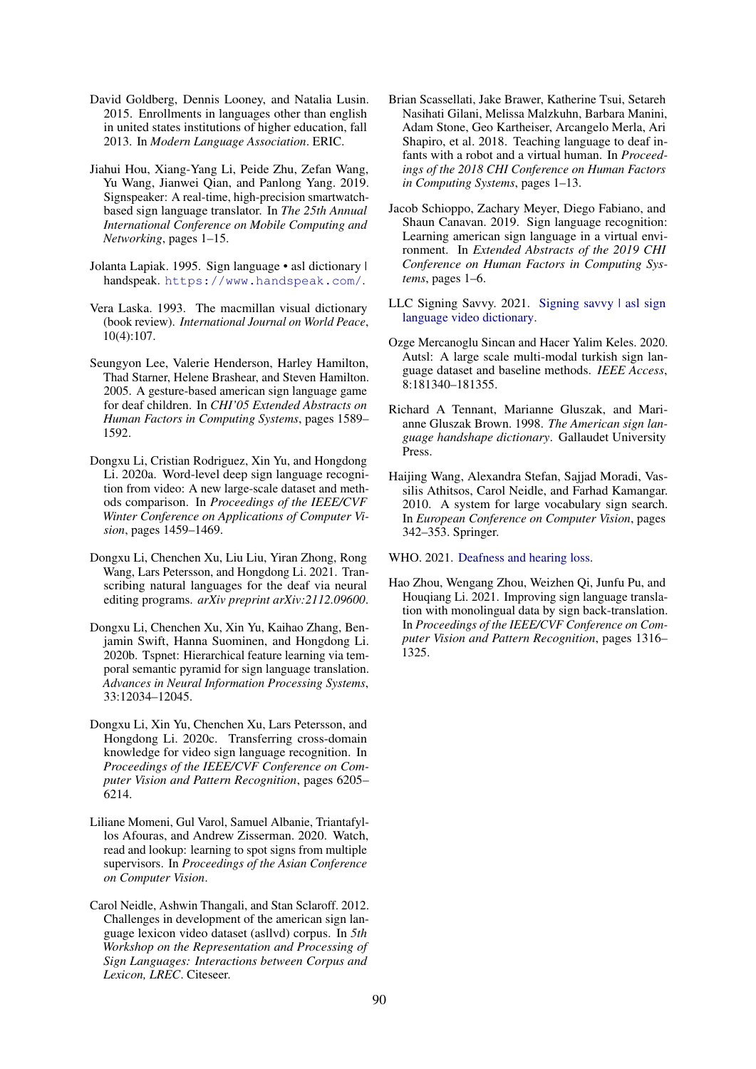David Goldberg, Dennis Looney, and Natalia Lusin. 2015. Enrollments in languages other than english in united states institutions of higher education, fall 2013. In *Modern Language Association*. ERIC.

Jiahui Hou, Xiang-Yang Li, Peide Zhu, Zefan Wang, Yu Wang, Jianwei Qian, and Panlong Yang. 2019. Signspeaker: A real-time, high-precision smartwatch-based sign language translator. In *The 25th Annual International Conference on Mobile Computing and Networking*, pages 1–15.

Jolanta Lapiak. 1995. Sign language • asl dictionary | handspeak. `https://www.handspeak.com/`.

Vera Laska. 1993. The macmillan visual dictionary (book review). *International Journal on World Peace*, 10(4):107.

Seungyon Lee, Valerie Henderson, Harley Hamilton, Thad Starner, Helene Brashear, and Steven Hamilton. 2005. A gesture-based american sign language game for deaf children. In *CHI'05 Extended Abstracts on Human Factors in Computing Systems*, pages 1589–1592.

Dongxu Li, Cristian Rodriguez, Xin Yu, and Hongdong Li. 2020a. Word-level deep sign language recognition from video: A new large-scale dataset and methods comparison. In *Proceedings of the IEEE/CVF Winter Conference on Applications of Computer Vision*, pages 1459–1469.

Dongxu Li, Chenchen Xu, Liu Liu, Yiran Zhong, Rong Wang, Lars Petersson, and Hongdong Li. 2021. Transcribing natural languages for the deaf via neural editing programs. *arXiv preprint arXiv:2112.09600*.

Dongxu Li, Chenchen Xu, Xin Yu, Kaihao Zhang, Benjamin Swift, Hanna Suominen, and Hongdong Li. 2020b. Tspnet: Hierarchical feature learning via temporal semantic pyramid for sign language translation. *Advances in Neural Information Processing Systems*, 33:12034–12045.

Dongxu Li, Xin Yu, Chenchen Xu, Lars Petersson, and Hongdong Li. 2020c. Transferring cross-domain knowledge for video sign language recognition. In *Proceedings of the IEEE/CVF Conference on Computer Vision and Pattern Recognition*, pages 6205–6214.

Liliane Momeni, Gul Varol, Samuel Albanie, Triantafyllos Afouras, and Andrew Zisserman. 2020. Watch, read and lookup: learning to spot signs from multiple supervisors. In *Proceedings of the Asian Conference on Computer Vision*.

Carol Neidle, Ashwin Thangali, and Stan Sclaroff. 2012. Challenges in development of the american sign language lexicon video dataset (asllvd) corpus. In *5th Workshop on the Representation and Processing of Sign Languages: Interactions between Corpus and Lexicon, LREC*. Citeseer.

Brian Scassellati, Jake Brawer, Katherine Tsui, Setareh Nasihati Gilani, Melissa Malzkuhn, Barbara Manini, Adam Stone, Geo Kartheiser, Arcangelo Merla, Ari Shapiro, et al. 2018. Teaching language to deaf infants with a robot and a virtual human. In *Proceedings of the 2018 CHI Conference on Human Factors in Computing Systems*, pages 1–13.

Jacob Schioppo, Zachary Meyer, Diego Fabiano, and Shaun Canavan. 2019. Sign language recognition: Learning american sign language in a virtual environment. In *Extended Abstracts of the 2019 CHI Conference on Human Factors in Computing Systems*, pages 1–6.

LLC Signing Savvy. 2021. Signing savvy | asl sign language video dictionary.

Ozge Mercanoglu Sincan and Hacer Yalim Keles. 2020. Autsl: A large scale multi-modal turkish sign language dataset and baseline methods. *IEEE Access*, 8:181340–181355.

Richard A Tennant, Marianne Gluszak, and Marianne Gluszak Brown. 1998. *The American sign language handshape dictionary*. Gallaudet University Press.

Haijing Wang, Alexandra Stefan, Sajjad Moradi, Vassilis Athitsos, Carol Neidle, and Farhad Kamangar. 2010. A system for large vocabulary sign search. In *European Conference on Computer Vision*, pages 342–353. Springer.

WHO. 2021. Deafness and hearing loss.

Hao Zhou, Wengang Zhou, Weizhen Qi, Junfu Pu, and Houqiang Li. 2021. Improving sign language translation with monolingual data by sign back-translation. In *Proceedings of the IEEE/CVF Conference on Computer Vision and Pattern Recognition*, pages 1316–1325.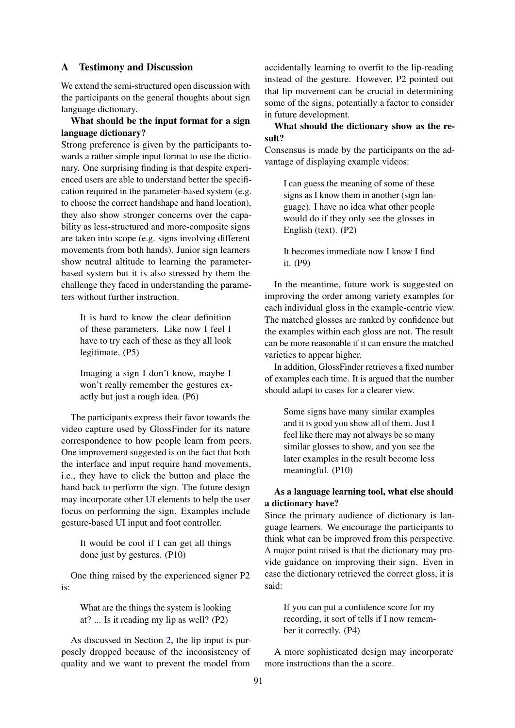## A Testimony and Discussion

We extend the semi-structured open discussion with the participants on the general thoughts about sign language dictionary.

**What should be the input format for a sign language dictionary?**

Strong preference is given by the participants towards a rather simple input format to use the dictionary. One surprising finding is that despite experienced users are able to understand better the specification required in the parameter-based system (e.g. to choose the correct handshape and hand location), they also show stronger concerns over the capability as less-structured and more-composite signs are taken into scope (e.g. signs involving different movements from both hands). Junior sign learners show neutral altitude to learning the parameter-based system but it is also stressed by them the challenge they faced in understanding the parameters without further instruction.

> It is hard to know the clear definition of these parameters. Like now I feel I have to try each of these as they all look legitimate. (P5)

> Imaging a sign I don't know, maybe I won't really remember the gestures exactly but just a rough idea. (P6)

The participants express their favor towards the video capture used by GlossFinder for its nature correspondence to how people learn from peers. One improvement suggested is on the fact that both the interface and input require hand movements, i.e., they have to click the button and place the hand back to perform the sign. The future design may incorporate other UI elements to help the user focus on performing the sign. Examples include gesture-based UI input and foot controller.

> It would be cool if I can get all things done just by gestures. (P10)

One thing raised by the experienced signer P2 is:

> What are the things the system is looking at? ... Is it reading my lip as well? (P2)

As discussed in Section 2, the lip input is purposely dropped because of the inconsistency of quality and we want to prevent the model from accidentally learning to overfit to the lip-reading instead of the gesture. However, P2 pointed out that lip movement can be crucial in determining some of the signs, potentially a factor to consider in future development.

**What should the dictionary show as the result?**

Consensus is made by the participants on the advantage of displaying example videos:

> I can guess the meaning of some of these signs as I know them in another (sign language). I have no idea what other people would do if they only see the glosses in English (text). (P2)

> It becomes immediate now I know I find it. (P9)

In the meantime, future work is suggested on improving the order among variety examples for each individual gloss in the example-centric view. The matched glosses are ranked by confidence but the examples within each gloss are not. The result can be more reasonable if it can ensure the matched varieties to appear higher.

In addition, GlossFinder retrieves a fixed number of examples each time. It is argued that the number should adapt to cases for a clearer view.

> Some signs have many similar examples and it is good you show all of them. Just I feel like there may not always be so many similar glosses to show, and you see the later examples in the result become less meaningful. (P10)

**As a language learning tool, what else should a dictionary have?**

Since the primary audience of dictionary is language learners. We encourage the participants to think what can be improved from this perspective. A major point raised is that the dictionary may provide guidance on improving their sign. Even in case the dictionary retrieved the correct gloss, it is said:

> If you can put a confidence score for my recording, it sort of tells if I now remember it correctly. (P4)

A more sophisticated design may incorporate more instructions than the a score.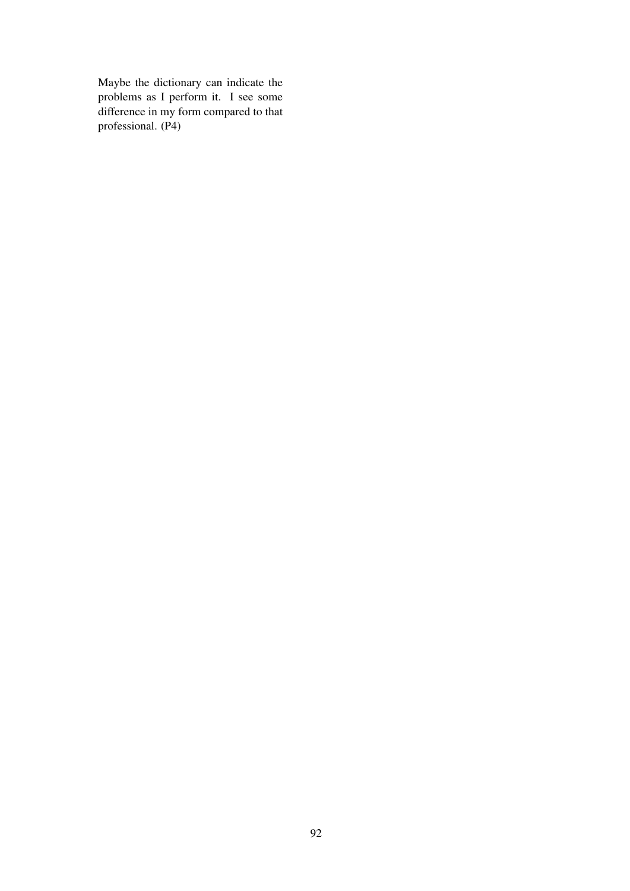Maybe the dictionary can indicate the problems as I perform it. I see some difference in my form compared to that professional. (P4)